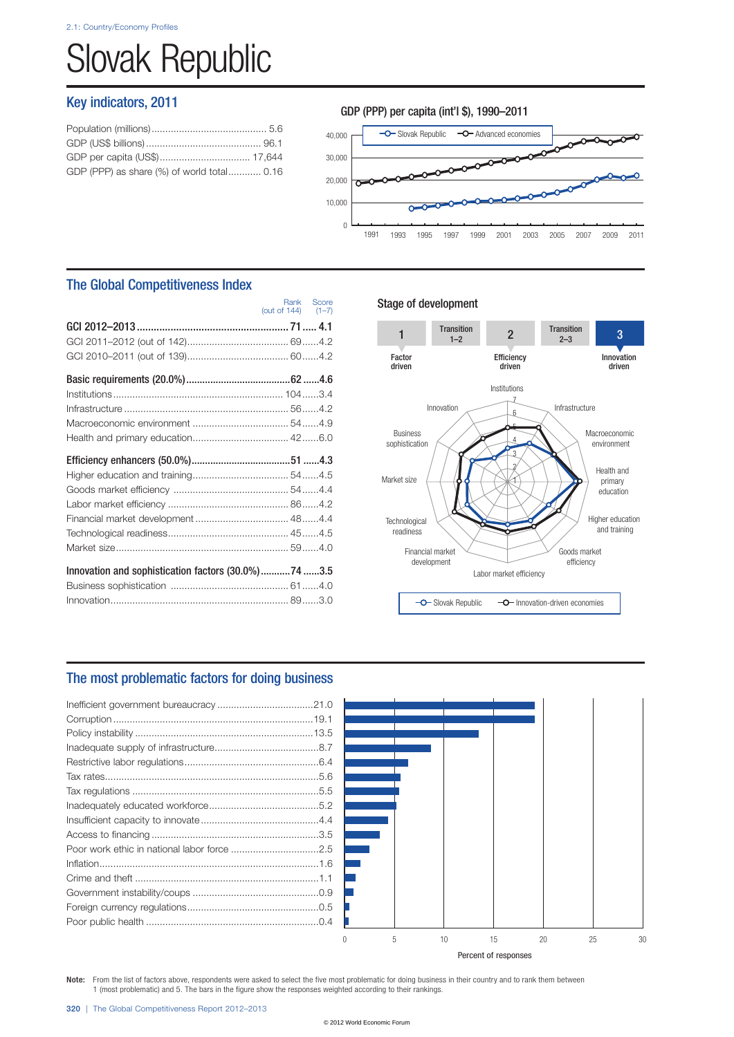2.1: Country/Economy Profiles

# Slovak Republic

## Key indicators, 2011

| Indicator | Value |
|---|---|
| Population (millions) | 5.6 |
| GDP (US$ billions) | 96.1 |
| GDP per capita (US$) | 17,644 |
| GDP (PPP) as share (%) of world total | 0.16 |

### GDP (PPP) per capita (int'l $), 1990–2011

Slovak Republic — Advanced economies

## The Global Competitiveness Index

| | Rank (out of 144) | Score (1–7) |
|---|---|---|
| **GCI 2012–2013** | **71** | **4.1** |
| GCI 2011–2012 (out of 142) | 69 | 4.2 |
| GCI 2010–2011 (out of 139) | 60 | 4.2 |
| **Basic requirements (20.0%)** | **62** | **4.6** |
| Institutions | 104 | 3.4 |
| Infrastructure | 56 | 4.2 |
| Macroeconomic environment | 54 | 4.9 |
| Health and primary education | 42 | 6.0 |
| **Efficiency enhancers (50.0%)** | **51** | **4.3** |
| Higher education and training | 54 | 4.5 |
| Goods market efficiency | 54 | 4.4 |
| Labor market efficiency | 86 | 4.2 |
| Financial market development | 48 | 4.4 |
| Technological readiness | 45 | 4.5 |
| Market size | 59 | 4.0 |
| **Innovation and sophistication factors (30.0%)** | **74** | **3.5** |
| Business sophistication | 61 | 4.0 |
| Innovation | 89 | 3.0 |

### Stage of development

1 Factor driven — Transition 1–2 — 2 Efficiency driven — Transition 2–3 — 3 Innovation driven

Slovak Republic — Innovation-driven economies

## The most problematic factors for doing business

| Factor | Percent of responses |
|---|---|
| Inefficient government bureaucracy | 21.0 |
| Corruption | 19.1 |
| Policy instability | 13.5 |
| Inadequate supply of infrastructure | 8.7 |
| Restrictive labor regulations | 6.4 |
| Tax rates | 5.6 |
| Tax regulations | 5.5 |
| Inadequately educated workforce | 5.2 |
| Insufficient capacity to innovate | 4.4 |
| Access to financing | 3.5 |
| Poor work ethic in national labor force | 2.5 |
| Inflation | 1.6 |
| Crime and theft | 1.1 |
| Government instability/coups | 0.9 |
| Foreign currency regulations | 0.5 |
| Poor public health | 0.4 |

**Note:** From the list of factors above, respondents were asked to select the five most problematic for doing business in their country and to rank them between 1 (most problematic) and 5. The bars in the figure show the responses weighted according to their rankings.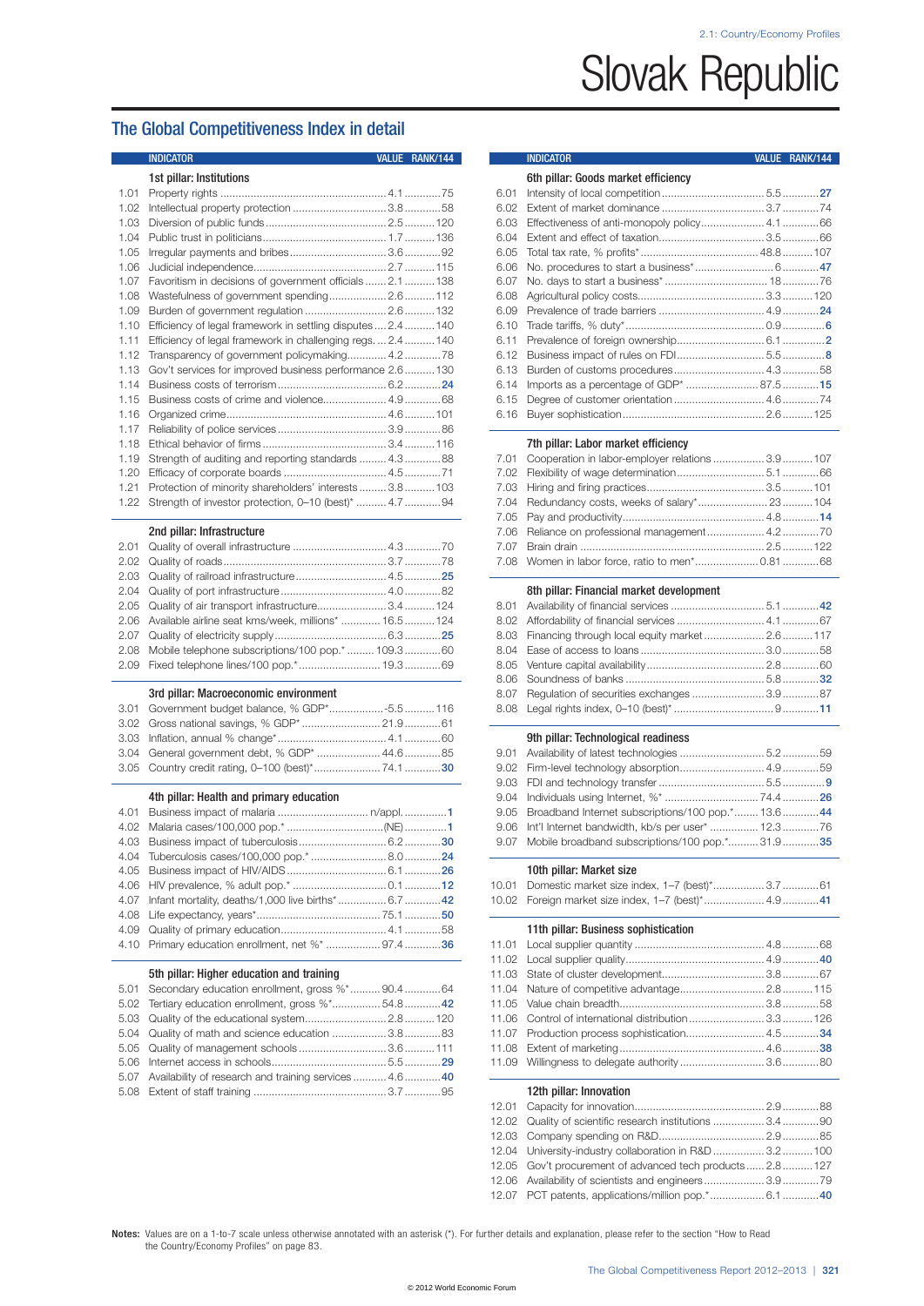# Slovak Republic

## The Global Competitiveness Index in detail

| | INDICATOR | VALUE | RANK/144 |
|---|---|---|---|
| | **1st pillar: Institutions** | | |
| 1.01 | Property rights | 4.1 | 75 |
| 1.02 | Intellectual property protection | 3.8 | 58 |
| 1.03 | Diversion of public funds | 2.5 | 120 |
| 1.04 | Public trust in politicians | 1.7 | 136 |
| 1.05 | Irregular payments and bribes | 3.6 | 92 |
| 1.06 | Judicial independence | 2.7 | 115 |
| 1.07 | Favoritism in decisions of government officials | 2.1 | 138 |
| 1.08 | Wastefulness of government spending | 2.6 | 112 |
| 1.09 | Burden of government regulation | 2.6 | 132 |
| 1.10 | Efficiency of legal framework in settling disputes | 2.4 | 140 |
| 1.11 | Efficiency of legal framework in challenging regs. | 2.4 | 140 |
| 1.12 | Transparency of government policymaking | 4.2 | 78 |
| 1.13 | Gov't services for improved business performance | 2.6 | 130 |
| 1.14 | Business costs of terrorism | 6.2 | **24** |
| 1.15 | Business costs of crime and violence | 4.9 | 68 |
| 1.16 | Organized crime | 4.6 | 101 |
| 1.17 | Reliability of police services | 3.9 | 86 |
| 1.18 | Ethical behavior of firms | 3.4 | 116 |
| 1.19 | Strength of auditing and reporting standards | 4.3 | 88 |
| 1.20 | Efficacy of corporate boards | 4.5 | 71 |
| 1.21 | Protection of minority shareholders' interests | 3.8 | 103 |
| 1.22 | Strength of investor protection, 0–10 (best)* | 4.7 | 94 |
| | **2nd pillar: Infrastructure** | | |
| 2.01 | Quality of overall infrastructure | 4.3 | 70 |
| 2.02 | Quality of roads | 3.7 | 78 |
| 2.03 | Quality of railroad infrastructure | 4.5 | **25** |
| 2.04 | Quality of port infrastructure | 4.0 | 82 |
| 2.05 | Quality of air transport infrastructure | 3.4 | 124 |
| 2.06 | Available airline seat kms/week, millions* | 16.5 | 124 |
| 2.07 | Quality of electricity supply | 6.3 | **25** |
| 2.08 | Mobile telephone subscriptions/100 pop.* | 109.3 | 60 |
| 2.09 | Fixed telephone lines/100 pop.* | 19.3 | 69 |
| | **3rd pillar: Macroeconomic environment** | | |
| 3.01 | Government budget balance, % GDP* | -5.5 | 116 |
| 3.02 | Gross national savings, % GDP* | 21.9 | 61 |
| 3.03 | Inflation, annual % change* | 4.1 | 60 |
| 3.04 | General government debt, % GDP* | 44.6 | 85 |
| 3.05 | Country credit rating, 0–100 (best)* | 74.1 | **30** |
| | **4th pillar: Health and primary education** | | |
| 4.01 | Business impact of malaria | n/appl. | **1** |
| 4.02 | Malaria cases/100,000 pop.* | (NE) | **1** |
| 4.03 | Business impact of tuberculosis | 6.2 | **30** |
| 4.04 | Tuberculosis cases/100,000 pop.* | 8.0 | **24** |
| 4.05 | Business impact of HIV/AIDS | 6.1 | **26** |
| 4.06 | HIV prevalence, % adult pop.* | 0.1 | **12** |
| 4.07 | Infant mortality, deaths/1,000 live births* | 6.7 | **42** |
| 4.08 | Life expectancy, years* | 75.1 | **50** |
| 4.09 | Quality of primary education | 4.1 | 58 |
| 4.10 | Primary education enrollment, net %* | 97.4 | **36** |
| | **5th pillar: Higher education and training** | | |
| 5.01 | Secondary education enrollment, gross %* | 90.4 | 64 |
| 5.02 | Tertiary education enrollment, gross %* | 54.8 | **42** |
| 5.03 | Quality of the educational system | 2.8 | 120 |
| 5.04 | Quality of math and science education | 3.8 | 83 |
| 5.05 | Quality of management schools | 3.6 | 111 |
| 5.06 | Internet access in schools | 5.5 | **29** |
| 5.07 | Availability of research and training services | 4.6 | **40** |
| 5.08 | Extent of staff training | 3.7 | 95 |
| | **6th pillar: Goods market efficiency** | | |
| 6.01 | Intensity of local competition | 5.5 | **27** |
| 6.02 | Extent of market dominance | 3.7 | 74 |
| 6.03 | Effectiveness of anti-monopoly policy | 4.1 | 66 |
| 6.04 | Extent and effect of taxation | 3.5 | 66 |
| 6.05 | Total tax rate, % profits* | 48.8 | 107 |
| 6.06 | No. procedures to start a business* | 6 | **47** |
| 6.07 | No. days to start a business* | 18 | 76 |
| 6.08 | Agricultural policy costs | 3.3 | 120 |
| 6.09 | Prevalence of trade barriers | 4.9 | **24** |
| 6.10 | Trade tariffs, % duty* | 0.9 | **6** |
| 6.11 | Prevalence of foreign ownership | 6.1 | **2** |
| 6.12 | Business impact of rules on FDI | 5.5 | **8** |
| 6.13 | Burden of customs procedures | 4.3 | 58 |
| 6.14 | Imports as a percentage of GDP* | 87.5 | **15** |
| 6.15 | Degree of customer orientation | 4.6 | 74 |
| 6.16 | Buyer sophistication | 2.6 | 125 |
| | **7th pillar: Labor market efficiency** | | |
| 7.01 | Cooperation in labor-employer relations | 3.9 | 107 |
| 7.02 | Flexibility of wage determination | 5.1 | 66 |
| 7.03 | Hiring and firing practices | 3.5 | 101 |
| 7.04 | Redundancy costs, weeks of salary* | 23 | 104 |
| 7.05 | Pay and productivity | 4.8 | **14** |
| 7.06 | Reliance on professional management | 4.2 | 70 |
| 7.07 | Brain drain | 2.5 | 122 |
| 7.08 | Women in labor force, ratio to men* | 0.81 | 68 |
| | **8th pillar: Financial market development** | | |
| 8.01 | Availability of financial services | 5.1 | **42** |
| 8.02 | Affordability of financial services | 4.1 | 67 |
| 8.03 | Financing through local equity market | 2.6 | 117 |
| 8.04 | Ease of access to loans | 3.0 | 58 |
| 8.05 | Venture capital availability | 2.8 | 60 |
| 8.06 | Soundness of banks | 5.8 | **32** |
| 8.07 | Regulation of securities exchanges | 3.9 | 87 |
| 8.08 | Legal rights index, 0–10 (best)* | 9 | **11** |
| | **9th pillar: Technological readiness** | | |
| 9.01 | Availability of latest technologies | 5.2 | 59 |
| 9.02 | Firm-level technology absorption | 4.9 | 59 |
| 9.03 | FDI and technology transfer | 5.5 | **9** |
| 9.04 | Individuals using Internet, %* | 74.4 | **26** |
| 9.05 | Broadband Internet subscriptions/100 pop.* | 13.6 | **44** |
| 9.06 | Int'l Internet bandwidth, kb/s per user* | 12.3 | 76 |
| 9.07 | Mobile broadband subscriptions/100 pop.* | 31.9 | **35** |
| | **10th pillar: Market size** | | |
| 10.01 | Domestic market size index, 1–7 (best)* | 3.7 | 61 |
| 10.02 | Foreign market size index, 1–7 (best)* | 4.9 | **41** |
| | **11th pillar: Business sophistication** | | |
| 11.01 | Local supplier quantity | 4.8 | 68 |
| 11.02 | Local supplier quality | 4.9 | **40** |
| 11.03 | State of cluster development | 3.8 | 67 |
| 11.04 | Nature of competitive advantage | 2.8 | 115 |
| 11.05 | Value chain breadth | 3.8 | 58 |
| 11.06 | Control of international distribution | 3.3 | 126 |
| 11.07 | Production process sophistication | 4.5 | **34** |
| 11.08 | Extent of marketing | 4.6 | **38** |
| 11.09 | Willingness to delegate authority | 3.6 | 80 |
| | **12th pillar: Innovation** | | |
| 12.01 | Capacity for innovation | 2.9 | 88 |
| 12.02 | Quality of scientific research institutions | 3.4 | 90 |
| 12.03 | Company spending on R&D | 2.9 | 85 |
| 12.04 | University-industry collaboration in R&D | 3.2 | 100 |
| 12.05 | Gov't procurement of advanced tech products | 2.8 | 127 |
| 12.06 | Availability of scientists and engineers | 3.9 | 79 |
| 12.07 | PCT patents, applications/million pop.* | 6.1 | **40** |

**Notes:** Values are on a 1-to-7 scale unless otherwise annotated with an asterisk (*). For further details and explanation, please refer to the section "How to Read the Country/Economy Profiles" on page 83.

© 2012 World Economic Forum